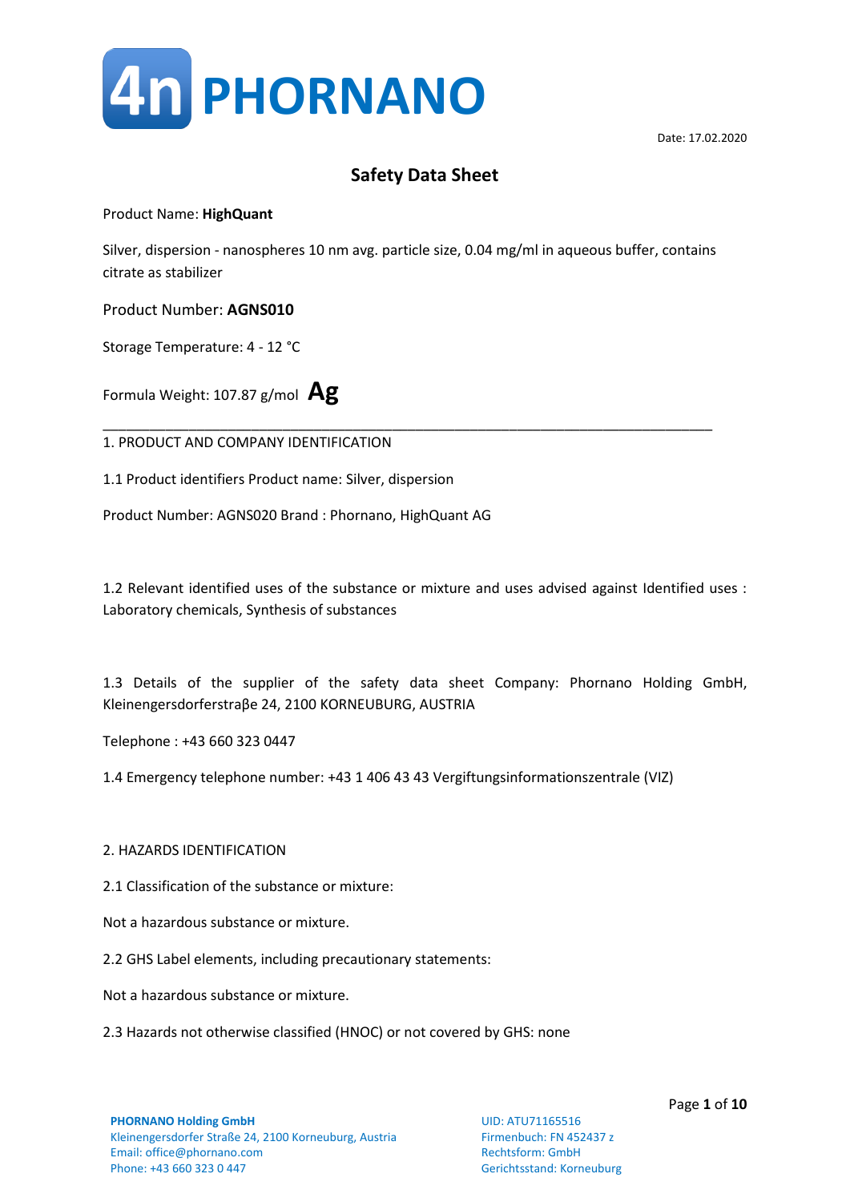4n PHORNANO

Date: 17.02.2020

# Safety Data Sheet

Product Name: **HighQuant**

Silver, dispersion - nanospheres 10 nm avg. particle size, 0.04 mg/ml in aqueous buffer, contains citrate as stabilizer

Product Number: **AGNS010**

Storage Temperature: 4 - 12 °C

Formula Weight: 107.87 g/mol **Ag**

---

## 1. PRODUCT AND COMPANY IDENTIFICATION

1.1 Product identifiers Product name: Silver, dispersion

Product Number: AGNS020 Brand : Phornano, HighQuant AG

1.2 Relevant identified uses of the substance or mixture and uses advised against Identified uses : Laboratory chemicals, Synthesis of substances

1.3 Details of the supplier of the safety data sheet Company: Phornano Holding GmbH, Kleinengersdorferstraβe 24, 2100 KORNEUBURG, AUSTRIA

Telephone : +43 660 323 0447

1.4 Emergency telephone number: +43 1 406 43 43 Vergiftungsinformationszentrale (VIZ)

## 2. HAZARDS IDENTIFICATION

2.1 Classification of the substance or mixture:

Not a hazardous substance or mixture.

2.2 GHS Label elements, including precautionary statements:

Not a hazardous substance or mixture.

2.3 Hazards not otherwise classified (HNOC) or not covered by GHS: none

**PHORNANO Holding GmbH**
Kleinengersdorfer Straße 24, 2100 Korneuburg, Austria
Email: office@phornano.com
Phone: +43 660 323 0 447

UID: ATU71165516
Firmenbuch: FN 452437 z
Rechtsform: GmbH
Gerichtsstand: Korneuburg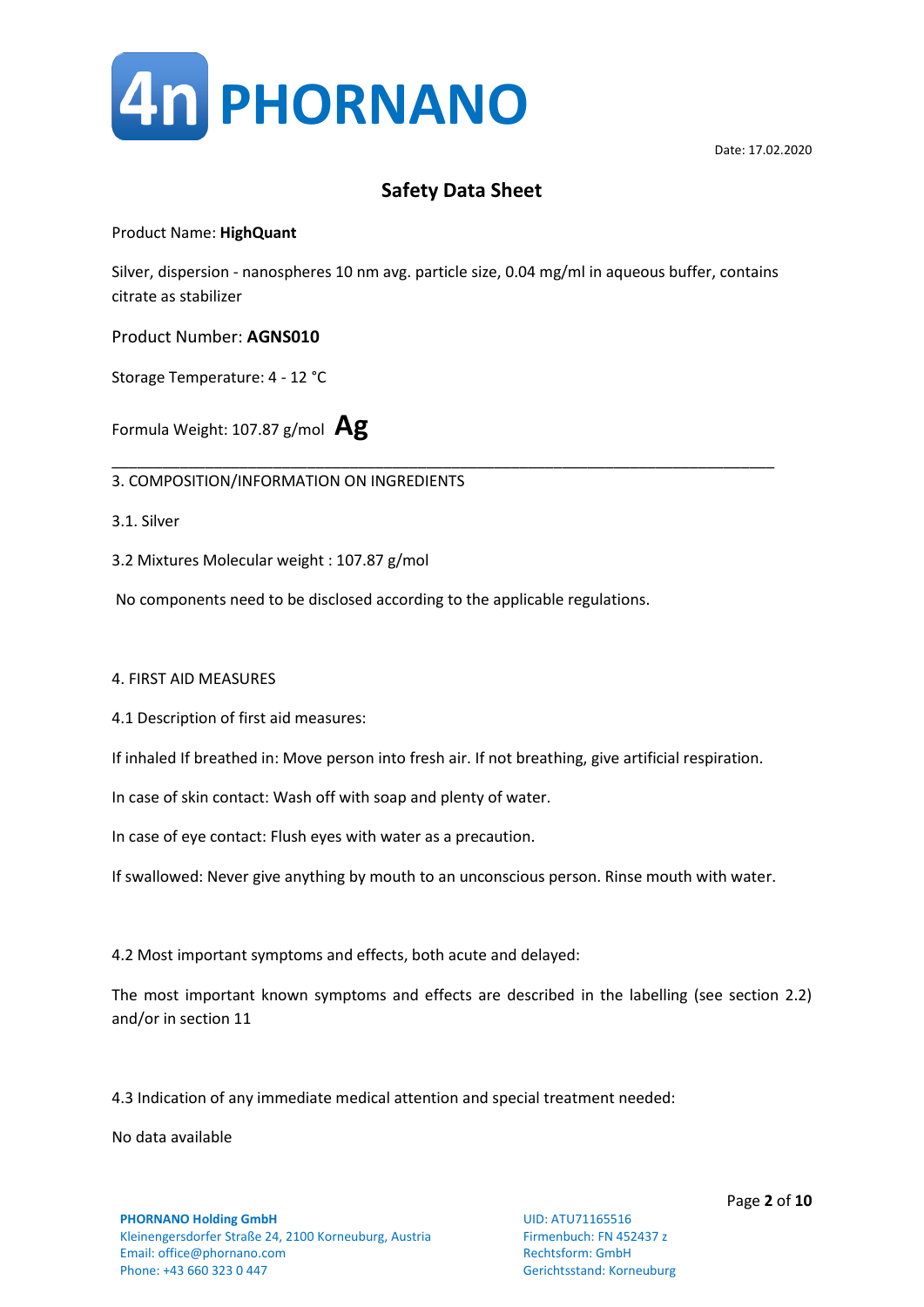Date: 17.02.2020

# Safety Data Sheet

Product Name: **HighQuant**

Silver, dispersion - nanospheres 10 nm avg. particle size, 0.04 mg/ml in aqueous buffer, contains citrate as stabilizer

Product Number: **AGNS010**

Storage Temperature: 4 - 12 °C

Formula Weight: 107.87 g/mol **Ag**

---

## 3. COMPOSITION/INFORMATION ON INGREDIENTS

3.1. Silver

3.2 Mixtures Molecular weight : 107.87 g/mol

No components need to be disclosed according to the applicable regulations.

## 4. FIRST AID MEASURES

4.1 Description of first aid measures:

If inhaled If breathed in: Move person into fresh air. If not breathing, give artificial respiration.

In case of skin contact: Wash off with soap and plenty of water.

In case of eye contact: Flush eyes with water as a precaution.

If swallowed: Never give anything by mouth to an unconscious person. Rinse mouth with water.

4.2 Most important symptoms and effects, both acute and delayed:

The most important known symptoms and effects are described in the labelling (see section 2.2) and/or in section 11

4.3 Indication of any immediate medical attention and special treatment needed:

No data available

**PHORNANO Holding GmbH**
Kleinengersdorfer Straße 24, 2100 Korneuburg, Austria
Email: office@phornano.com
Phone: +43 660 323 0 447

UID: ATU71165516
Firmenbuch: FN 452437 z
Rechtsform: GmbH
Gerichtsstand: Korneuburg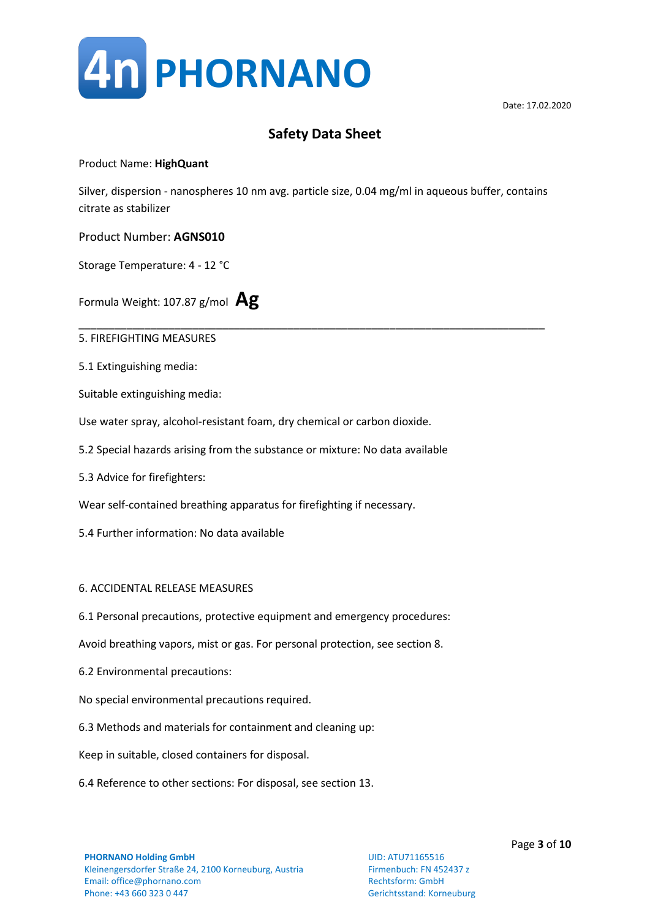**4n PHORNANO**

Date: 17.02.2020

# Safety Data Sheet

Product Name: **HighQuant**

Silver, dispersion - nanospheres 10 nm avg. particle size, 0.04 mg/ml in aqueous buffer, contains citrate as stabilizer

Product Number: **AGNS010**

Storage Temperature: 4 - 12 °C

Formula Weight: 107.87 g/mol **Ag**

---

## 5. FIREFIGHTING MEASURES

5.1 Extinguishing media:

Suitable extinguishing media:

Use water spray, alcohol-resistant foam, dry chemical or carbon dioxide.

5.2 Special hazards arising from the substance or mixture: No data available

5.3 Advice for firefighters:

Wear self-contained breathing apparatus for firefighting if necessary.

5.4 Further information: No data available

## 6. ACCIDENTAL RELEASE MEASURES

6.1 Personal precautions, protective equipment and emergency procedures:

Avoid breathing vapors, mist or gas. For personal protection, see section 8.

6.2 Environmental precautions:

No special environmental precautions required.

6.3 Methods and materials for containment and cleaning up:

Keep in suitable, closed containers for disposal.

6.4 Reference to other sections: For disposal, see section 13.

**PHORNANO Holding GmbH**
Kleinengersdorfer Straße 24, 2100 Korneuburg, Austria
Email: office@phornano.com
Phone: +43 660 323 0 447

UID: ATU71165516
Firmenbuch: FN 452437 z
Rechtsform: GmbH
Gerichtsstand: Korneuburg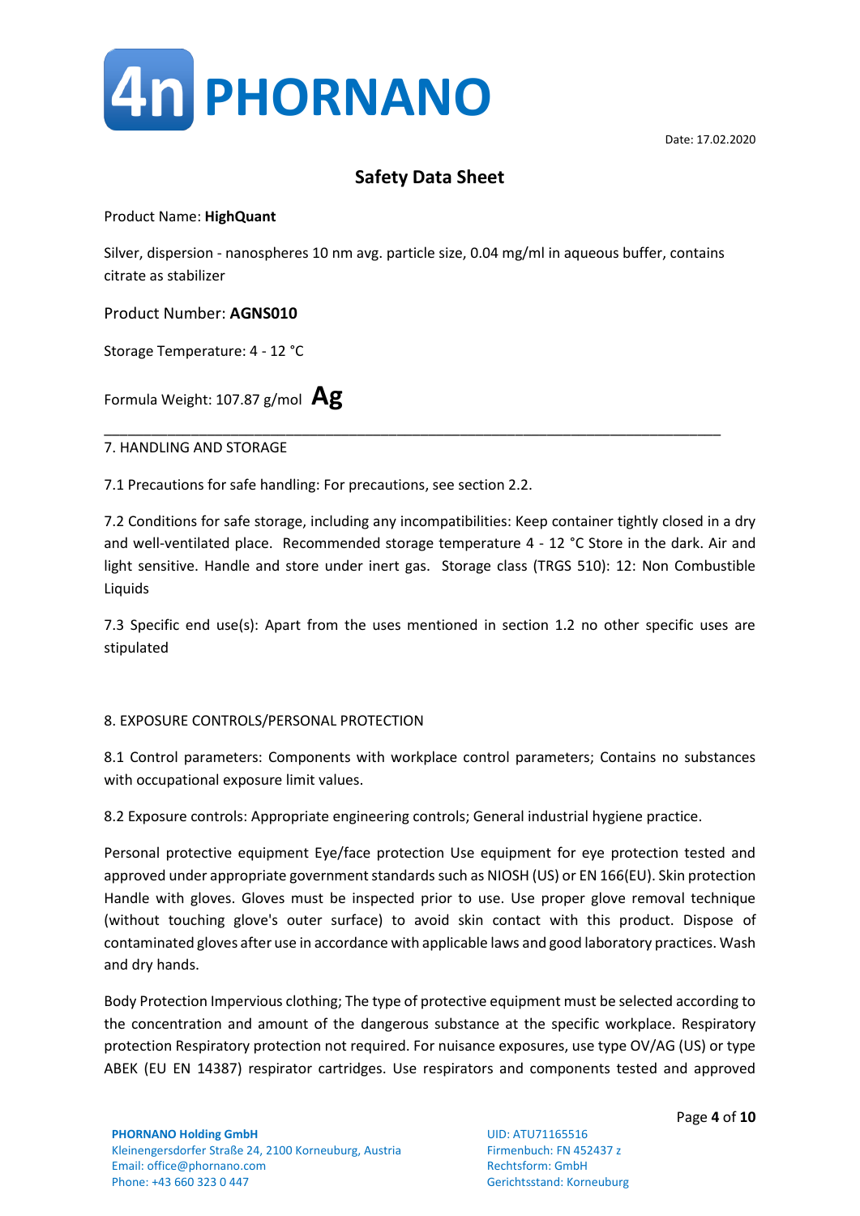Date: 17.02.2020

# Safety Data Sheet

Product Name: **HighQuant**

Silver, dispersion - nanospheres 10 nm avg. particle size, 0.04 mg/ml in aqueous buffer, contains citrate as stabilizer

Product Number: **AGNS010**

Storage Temperature: 4 - 12 °C

Formula Weight: 107.87 g/mol **Ag**

---

## 7. HANDLING AND STORAGE

7.1 Precautions for safe handling: For precautions, see section 2.2.

7.2 Conditions for safe storage, including any incompatibilities: Keep container tightly closed in a dry and well-ventilated place. Recommended storage temperature 4 - 12 °C Store in the dark. Air and light sensitive. Handle and store under inert gas. Storage class (TRGS 510): 12: Non Combustible Liquids

7.3 Specific end use(s): Apart from the uses mentioned in section 1.2 no other specific uses are stipulated

## 8. EXPOSURE CONTROLS/PERSONAL PROTECTION

8.1 Control parameters: Components with workplace control parameters; Contains no substances with occupational exposure limit values.

8.2 Exposure controls: Appropriate engineering controls; General industrial hygiene practice.

Personal protective equipment Eye/face protection Use equipment for eye protection tested and approved under appropriate government standards such as NIOSH (US) or EN 166(EU). Skin protection Handle with gloves. Gloves must be inspected prior to use. Use proper glove removal technique (without touching glove's outer surface) to avoid skin contact with this product. Dispose of contaminated gloves after use in accordance with applicable laws and good laboratory practices. Wash and dry hands.

Body Protection Impervious clothing; The type of protective equipment must be selected according to the concentration and amount of the dangerous substance at the specific workplace. Respiratory protection Respiratory protection not required. For nuisance exposures, use type OV/AG (US) or type ABEK (EU EN 14387) respirator cartridges. Use respirators and components tested and approved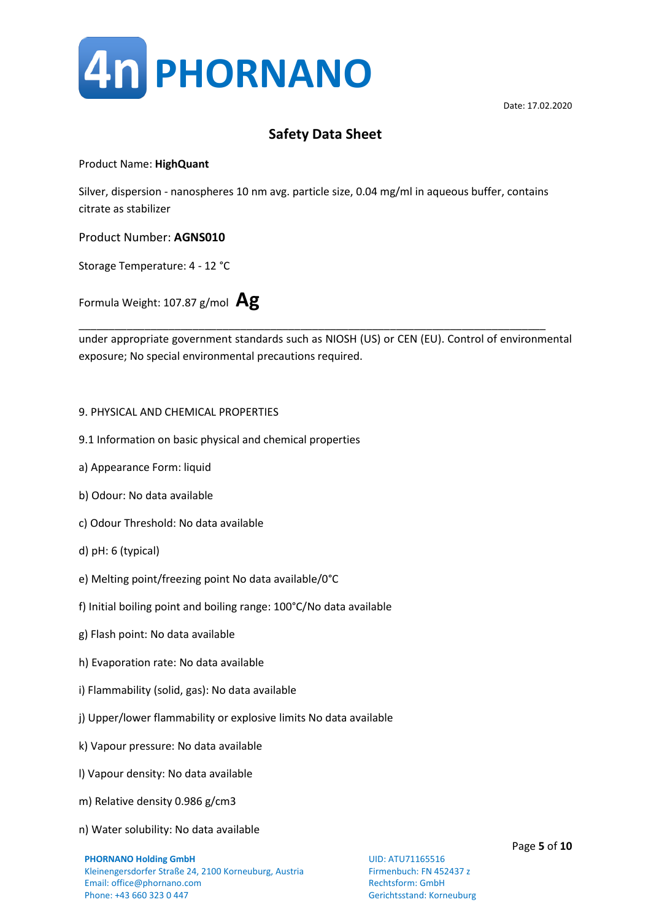Date: 17.02.2020

## Safety Data Sheet

Product Name: **HighQuant**

Silver, dispersion - nanospheres 10 nm avg. particle size, 0.04 mg/ml in aqueous buffer, contains citrate as stabilizer

Product Number: **AGNS010**

Storage Temperature: 4 - 12 °C

Formula Weight: 107.87 g/mol **Ag**

---

under appropriate government standards such as NIOSH (US) or CEN (EU). Control of environmental exposure; No special environmental precautions required.

9. PHYSICAL AND CHEMICAL PROPERTIES

9.1 Information on basic physical and chemical properties

a) Appearance Form: liquid

b) Odour: No data available

c) Odour Threshold: No data available

d) pH: 6 (typical)

e) Melting point/freezing point No data available/0°C

f) Initial boiling point and boiling range: 100°C/No data available

g) Flash point: No data available

h) Evaporation rate: No data available

i) Flammability (solid, gas): No data available

j) Upper/lower flammability or explosive limits No data available

k) Vapour pressure: No data available

l) Vapour density: No data available

m) Relative density 0.986 g/cm3

n) Water solubility: No data available

**PHORNANO Holding GmbH**
Kleinengersdorfer Straße 24, 2100 Korneuburg, Austria
Email: office@phornano.com
Phone: +43 660 323 0 447

UID: ATU71165516
Firmenbuch: FN 452437 z
Rechtsform: GmbH
Gerichtsstand: Korneuburg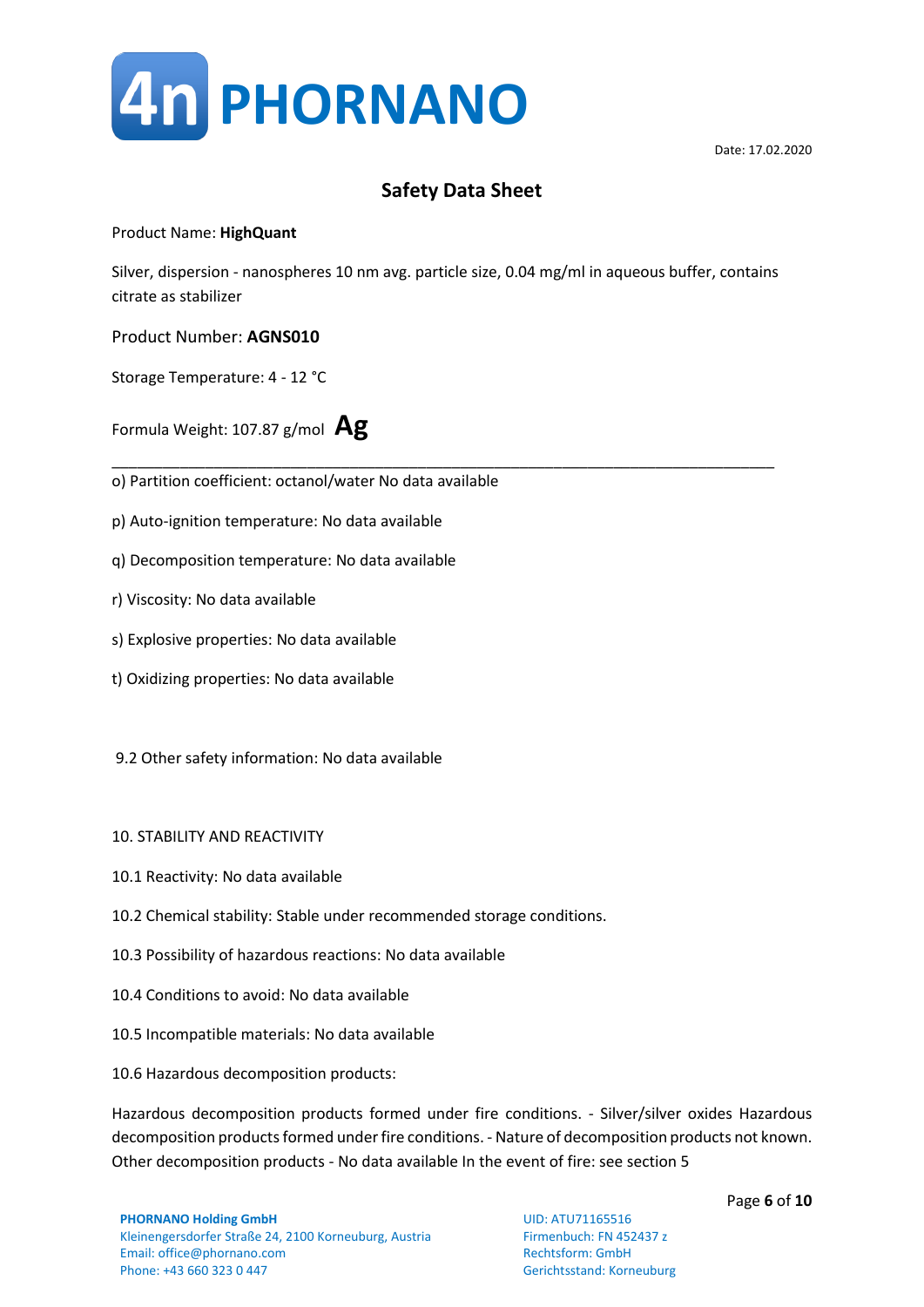**Safety Data Sheet**

Product Name: **HighQuant**

Silver, dispersion - nanospheres 10 nm avg. particle size, 0.04 mg/ml in aqueous buffer, contains citrate as stabilizer

Product Number: **AGNS010**

Storage Temperature: 4 - 12 °C

Formula Weight: 107.87 g/mol **Ag**

---

o) Partition coefficient: octanol/water No data available

p) Auto-ignition temperature: No data available

q) Decomposition temperature: No data available

r) Viscosity: No data available

s) Explosive properties: No data available

t) Oxidizing properties: No data available

9.2 Other safety information: No data available

## 10. STABILITY AND REACTIVITY

10.1 Reactivity: No data available

10.2 Chemical stability: Stable under recommended storage conditions.

10.3 Possibility of hazardous reactions: No data available

10.4 Conditions to avoid: No data available

10.5 Incompatible materials: No data available

10.6 Hazardous decomposition products:

Hazardous decomposition products formed under fire conditions. - Silver/silver oxides Hazardous decomposition products formed under fire conditions. - Nature of decomposition products not known. Other decomposition products - No data available In the event of fire: see section 5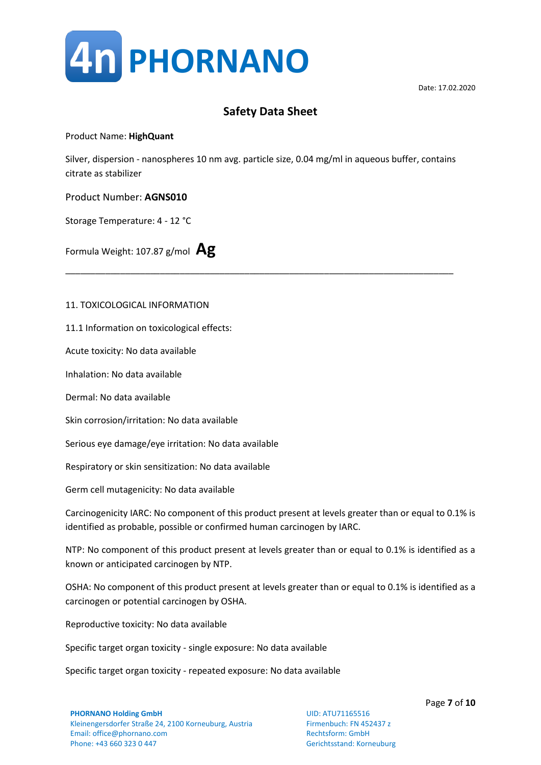Date: 17.02.2020

## Safety Data Sheet

Product Name: **HighQuant**

Silver, dispersion - nanospheres 10 nm avg. particle size, 0.04 mg/ml in aqueous buffer, contains citrate as stabilizer

Product Number: **AGNS010**

Storage Temperature: 4 - 12 °C

Formula Weight: 107.87 g/mol **Ag**

---

### 11. TOXICOLOGICAL INFORMATION

11.1 Information on toxicological effects:

Acute toxicity: No data available

Inhalation: No data available

Dermal: No data available

Skin corrosion/irritation: No data available

Serious eye damage/eye irritation: No data available

Respiratory or skin sensitization: No data available

Germ cell mutagenicity: No data available

Carcinogenicity IARC: No component of this product present at levels greater than or equal to 0.1% is identified as probable, possible or confirmed human carcinogen by IARC.

NTP: No component of this product present at levels greater than or equal to 0.1% is identified as a known or anticipated carcinogen by NTP.

OSHA: No component of this product present at levels greater than or equal to 0.1% is identified as a carcinogen or potential carcinogen by OSHA.

Reproductive toxicity: No data available

Specific target organ toxicity - single exposure: No data available

Specific target organ toxicity - repeated exposure: No data available

**PHORNANO Holding GmbH**
Kleinengersdorfer Straße 24, 2100 Korneuburg, Austria
Email: office@phornano.com
Phone: +43 660 323 0 447

UID: ATU71165516
Firmenbuch: FN 452437 z
Rechtsform: GmbH
Gerichtsstand: Korneuburg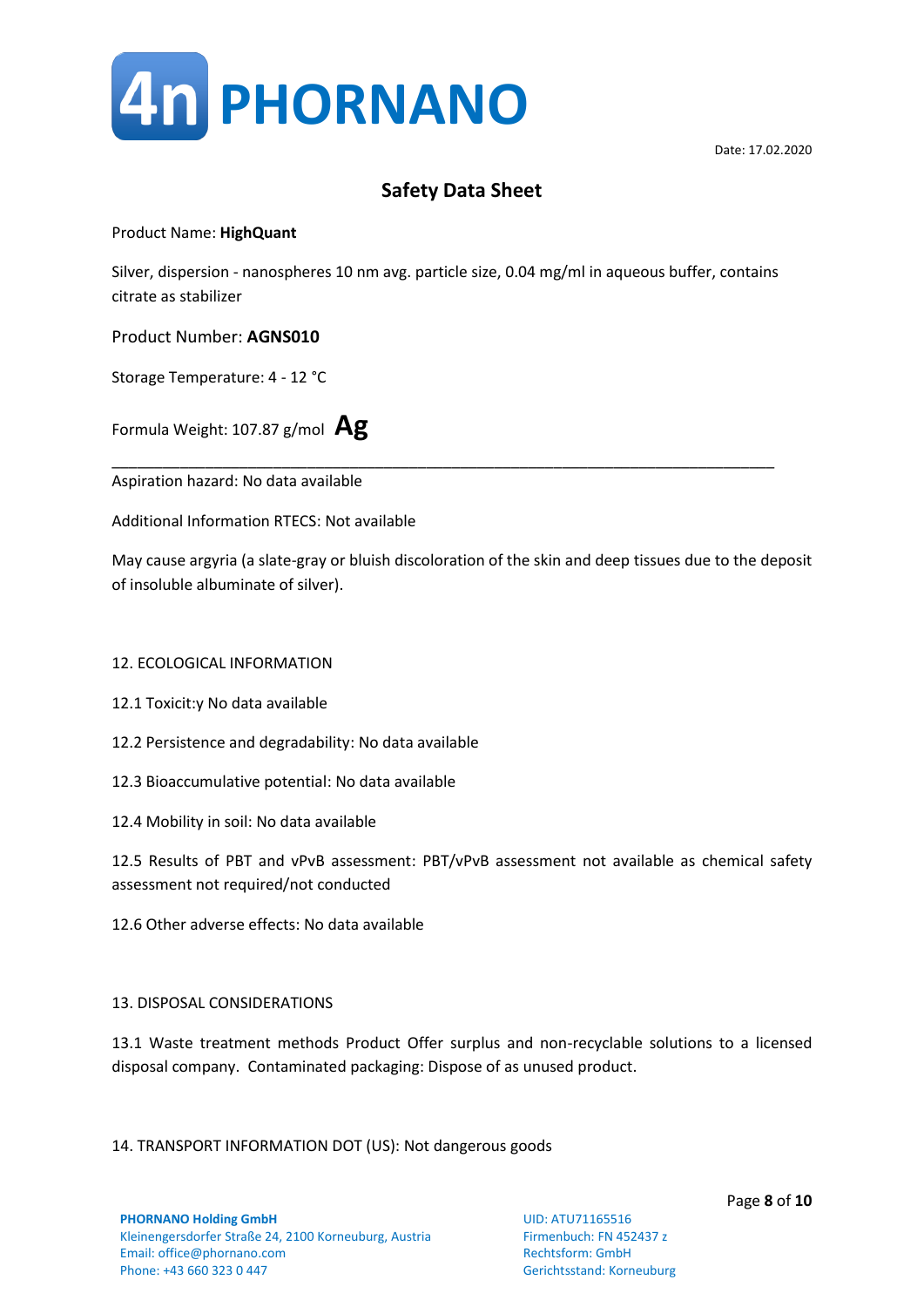Date: 17.02.2020

## Safety Data Sheet

Product Name: **HighQuant**

Silver, dispersion - nanospheres 10 nm avg. particle size, 0.04 mg/ml in aqueous buffer, contains citrate as stabilizer

Product Number: **AGNS010**

Storage Temperature: 4 - 12 °C

Formula Weight: 107.87 g/mol **Ag**

---

Aspiration hazard: No data available

Additional Information RTECS: Not available

May cause argyria (a slate-gray or bluish discoloration of the skin and deep tissues due to the deposit of insoluble albuminate of silver).

### 12. ECOLOGICAL INFORMATION

12.1 Toxicit:y No data available

12.2 Persistence and degradability: No data available

12.3 Bioaccumulative potential: No data available

12.4 Mobility in soil: No data available

12.5 Results of PBT and vPvB assessment: PBT/vPvB assessment not available as chemical safety assessment not required/not conducted

12.6 Other adverse effects: No data available

### 13. DISPOSAL CONSIDERATIONS

13.1 Waste treatment methods Product Offer surplus and non-recyclable solutions to a licensed disposal company. Contaminated packaging: Dispose of as unused product.

### 14. TRANSPORT INFORMATION DOT (US): Not dangerous goods

**PHORNANO Holding GmbH**
Kleinengersdorfer Straße 24, 2100 Korneuburg, Austria
Email: office@phornano.com
Phone: +43 660 323 0 447

UID: ATU71165516
Firmenbuch: FN 452437 z
Rechtsform: GmbH
Gerichtsstand: Korneuburg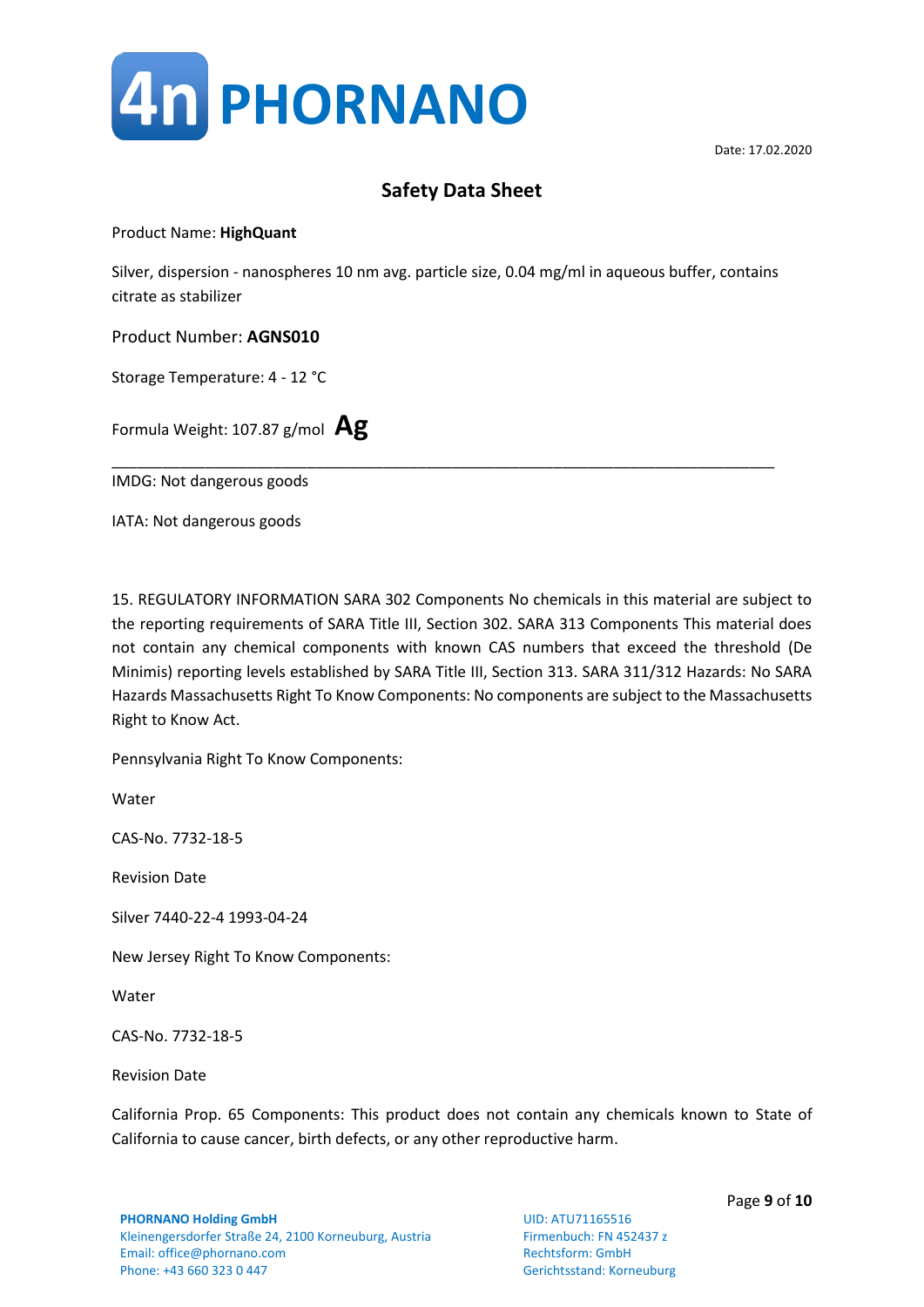Date: 17.02.2020

## Safety Data Sheet

Product Name: **HighQuant**

Silver, dispersion - nanospheres 10 nm avg. particle size, 0.04 mg/ml in aqueous buffer, contains citrate as stabilizer

Product Number: **AGNS010**

Storage Temperature: 4 - 12 °C

Formula Weight: 107.87 g/mol **Ag**

---

IMDG: Not dangerous goods

IATA: Not dangerous goods

15. REGULATORY INFORMATION SARA 302 Components No chemicals in this material are subject to the reporting requirements of SARA Title III, Section 302. SARA 313 Components This material does not contain any chemical components with known CAS numbers that exceed the threshold (De Minimis) reporting levels established by SARA Title III, Section 313. SARA 311/312 Hazards: No SARA Hazards Massachusetts Right To Know Components: No components are subject to the Massachusetts Right to Know Act.

Pennsylvania Right To Know Components:

Water

CAS-No. 7732-18-5

Revision Date

Silver 7440-22-4 1993-04-24

New Jersey Right To Know Components:

Water

CAS-No. 7732-18-5

Revision Date

California Prop. 65 Components: This product does not contain any chemicals known to State of California to cause cancer, birth defects, or any other reproductive harm.

**PHORNANO Holding GmbH**
Kleinengersdorfer Straße 24, 2100 Korneuburg, Austria
Email: office@phornano.com
Phone: +43 660 323 0 447

UID: ATU71165516
Firmenbuch: FN 452437 z
Rechtsform: GmbH
Gerichtsstand: Korneuburg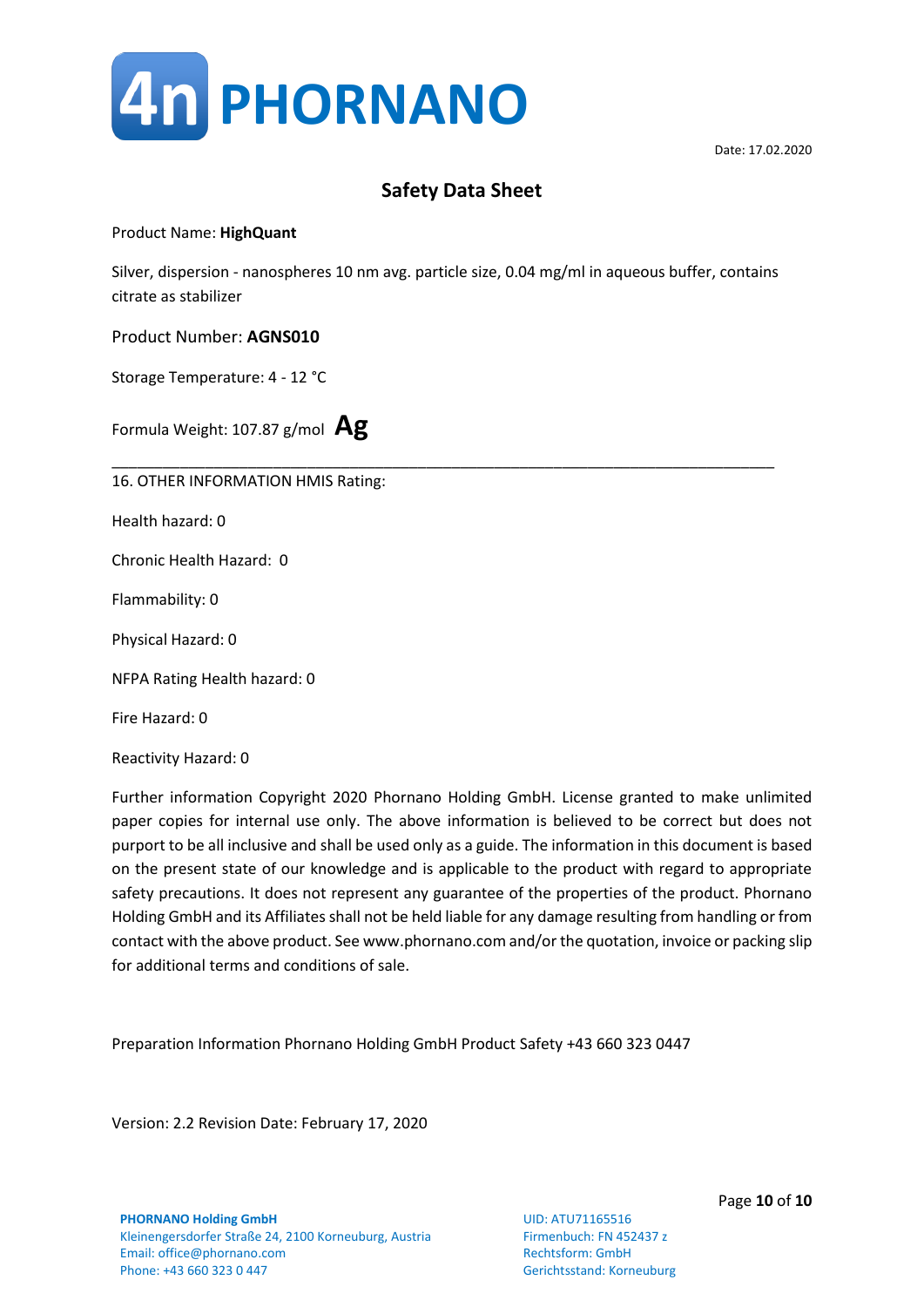# 4n PHORNANO

Date: 17.02.2020

## Safety Data Sheet

Product Name: **HighQuant**

Silver, dispersion - nanospheres 10 nm avg. particle size, 0.04 mg/ml in aqueous buffer, contains citrate as stabilizer

Product Number: **AGNS010**

Storage Temperature: 4 - 12 °C

Formula Weight: 107.87 g/mol **Ag**

---

16. OTHER INFORMATION HMIS Rating:

Health hazard: 0

Chronic Health Hazard: 0

Flammability: 0

Physical Hazard: 0

NFPA Rating Health hazard: 0

Fire Hazard: 0

Reactivity Hazard: 0

Further information Copyright 2020 Phornano Holding GmbH. License granted to make unlimited paper copies for internal use only. The above information is believed to be correct but does not purport to be all inclusive and shall be used only as a guide. The information in this document is based on the present state of our knowledge and is applicable to the product with regard to appropriate safety precautions. It does not represent any guarantee of the properties of the product. Phornano Holding GmbH and its Affiliates shall not be held liable for any damage resulting from handling or from contact with the above product. See www.phornano.com and/or the quotation, invoice or packing slip for additional terms and conditions of sale.

Preparation Information Phornano Holding GmbH Product Safety +43 660 323 0447

Version: 2.2 Revision Date: February 17, 2020

**PHORNANO Holding GmbH**
Kleinengersdorfer Straße 24, 2100 Korneuburg, Austria
Email: office@phornano.com
Phone: +43 660 323 0 447

UID: ATU71165516
Firmenbuch: FN 452437 z
Rechtsform: GmbH
Gerichtsstand: Korneuburg